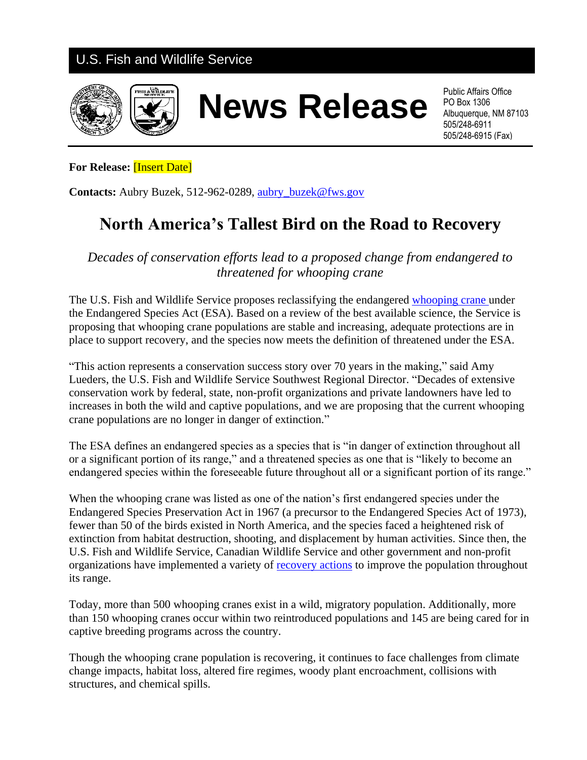U.S. Fish and Wildlife Service

# News Release

Public Affairs Office
PO Box 1306
Albuquerque, NM 87103
505/248-6911
505/248-6915 (Fax)

**For Release:** [Insert Date]

**Contacts:** Aubry Buzek, 512-962-0289, aubry_buzek@fws.gov

## North America's Tallest Bird on the Road to Recovery

*Decades of conservation efforts lead to a proposed change from endangered to threatened for whooping crane*

The U.S. Fish and Wildlife Service proposes reclassifying the endangered whooping crane under the Endangered Species Act (ESA). Based on a review of the best available science, the Service is proposing that whooping crane populations are stable and increasing, adequate protections are in place to support recovery, and the species now meets the definition of threatened under the ESA.

"This action represents a conservation success story over 70 years in the making," said Amy Lueders, the U.S. Fish and Wildlife Service Southwest Regional Director. "Decades of extensive conservation work by federal, state, non-profit organizations and private landowners have led to increases in both the wild and captive populations, and we are proposing that the current whooping crane populations are no longer in danger of extinction."

The ESA defines an endangered species as a species that is "in danger of extinction throughout all or a significant portion of its range," and a threatened species as one that is "likely to become an endangered species within the foreseeable future throughout all or a significant portion of its range."

When the whooping crane was listed as one of the nation's first endangered species under the Endangered Species Preservation Act in 1967 (a precursor to the Endangered Species Act of 1973), fewer than 50 of the birds existed in North America, and the species faced a heightened risk of extinction from habitat destruction, shooting, and displacement by human activities. Since then, the U.S. Fish and Wildlife Service, Canadian Wildlife Service and other government and non-profit organizations have implemented a variety of recovery actions to improve the population throughout its range.

Today, more than 500 whooping cranes exist in a wild, migratory population. Additionally, more than 150 whooping cranes occur within two reintroduced populations and 145 are being cared for in captive breeding programs across the country.

Though the whooping crane population is recovering, it continues to face challenges from climate change impacts, habitat loss, altered fire regimes, woody plant encroachment, collisions with structures, and chemical spills.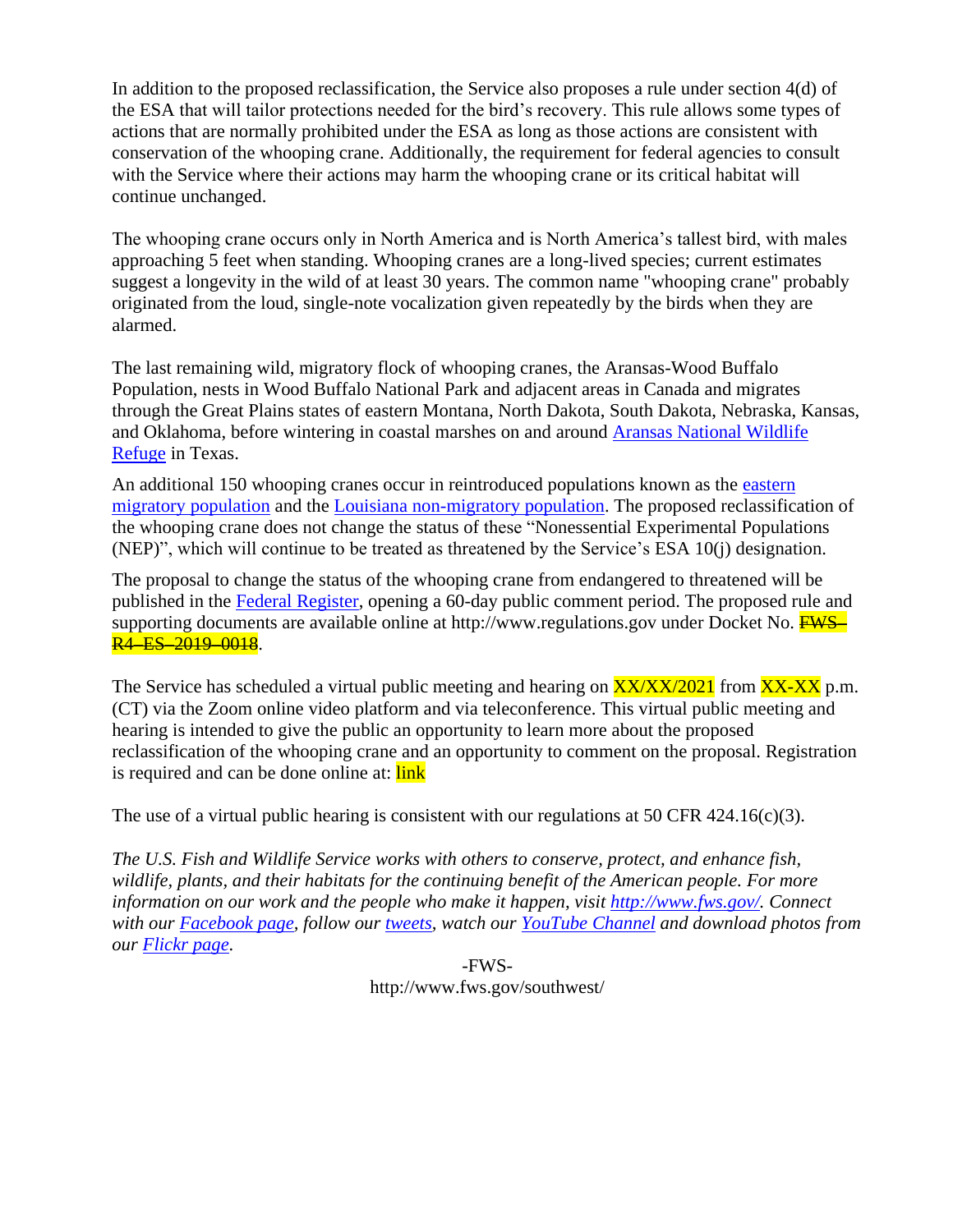In addition to the proposed reclassification, the Service also proposes a rule under section 4(d) of the ESA that will tailor protections needed for the bird's recovery. This rule allows some types of actions that are normally prohibited under the ESA as long as those actions are consistent with conservation of the whooping crane. Additionally, the requirement for federal agencies to consult with the Service where their actions may harm the whooping crane or its critical habitat will continue unchanged.

The whooping crane occurs only in North America and is North America's tallest bird, with males approaching 5 feet when standing. Whooping cranes are a long-lived species; current estimates suggest a longevity in the wild of at least 30 years. The common name "whooping crane" probably originated from the loud, single-note vocalization given repeatedly by the birds when they are alarmed.

The last remaining wild, migratory flock of whooping cranes, the Aransas-Wood Buffalo Population, nests in Wood Buffalo National Park and adjacent areas in Canada and migrates through the Great Plains states of eastern Montana, North Dakota, South Dakota, Nebraska, Kansas, and Oklahoma, before wintering in coastal marshes on and around Aransas National Wildlife Refuge in Texas.

An additional 150 whooping cranes occur in reintroduced populations known as the eastern migratory population and the Louisiana non-migratory population. The proposed reclassification of the whooping crane does not change the status of these "Nonessential Experimental Populations (NEP)", which will continue to be treated as threatened by the Service's ESA 10(j) designation.

The proposal to change the status of the whooping crane from endangered to threatened will be published in the Federal Register, opening a 60-day public comment period. The proposed rule and supporting documents are available online at http://www.regulations.gov under Docket No. ~~FWS–R4–ES–2019–0018~~.

The Service has scheduled a virtual public meeting and hearing on XX/XX/2021 from XX-XX p.m. (CT) via the Zoom online video platform and via teleconference. This virtual public meeting and hearing is intended to give the public an opportunity to learn more about the proposed reclassification of the whooping crane and an opportunity to comment on the proposal. Registration is required and can be done online at: link

The use of a virtual public hearing is consistent with our regulations at 50 CFR 424.16(c)(3).

*The U.S. Fish and Wildlife Service works with others to conserve, protect, and enhance fish, wildlife, plants, and their habitats for the continuing benefit of the American people. For more information on our work and the people who make it happen, visit http://www.fws.gov/. Connect with our Facebook page, follow our tweets, watch our YouTube Channel and download photos from our Flickr page.*

-FWS-

http://www.fws.gov/southwest/